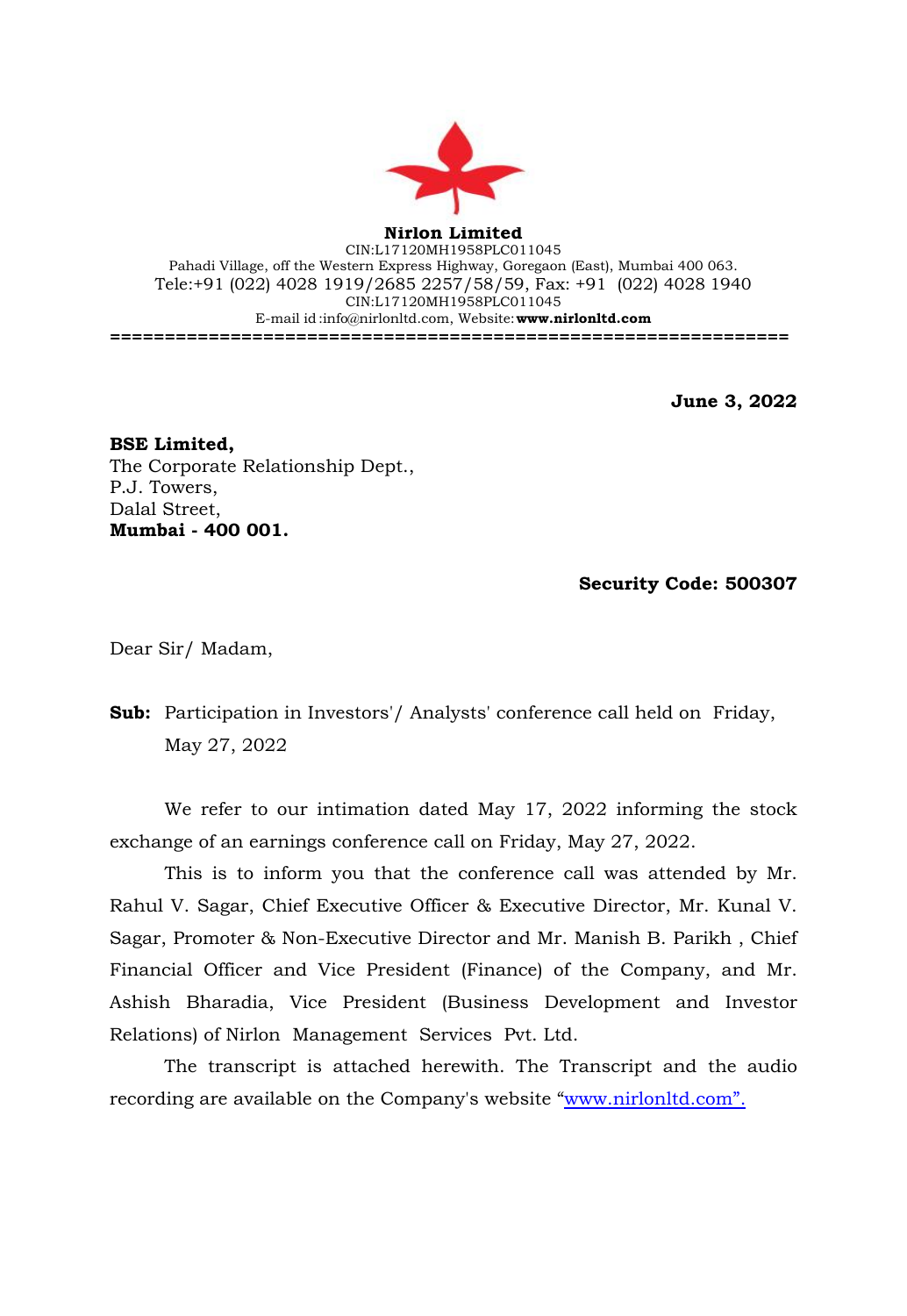**Nirlon Limited**

CIN:L17120MH1958PLC011045

Pahadi Village, off the Western Express Highway, Goregaon (East), Mumbai 400 063.

Tele:+91 (022) 4028 1919/2685 2257/58/59, Fax: +91 (022) 4028 1940

CIN:L17120MH1958PLC011045

E-mail id :info@nirlonltd.com, Website: **www.nirlonltd.com**

==============================================================

**June 3, 2022**

**BSE Limited,**
The Corporate Relationship Dept.,
P.J. Towers,
Dalal Street,
**Mumbai - 400 001.**

**Security Code: 500307**

Dear Sir/ Madam,

**Sub:** Participation in Investors'/ Analysts' conference call held on Friday, May 27, 2022

We refer to our intimation dated May 17, 2022 informing the stock exchange of an earnings conference call on Friday, May 27, 2022.

This is to inform you that the conference call was attended by Mr. Rahul V. Sagar, Chief Executive Officer & Executive Director, Mr. Kunal V. Sagar, Promoter & Non-Executive Director and Mr. Manish B. Parikh , Chief Financial Officer and Vice President (Finance) of the Company, and Mr. Ashish Bharadia, Vice President (Business Development and Investor Relations) of Nirlon Management Services Pvt. Ltd.

The transcript is attached herewith. The Transcript and the audio recording are available on the Company's website "www.nirlonltd.com".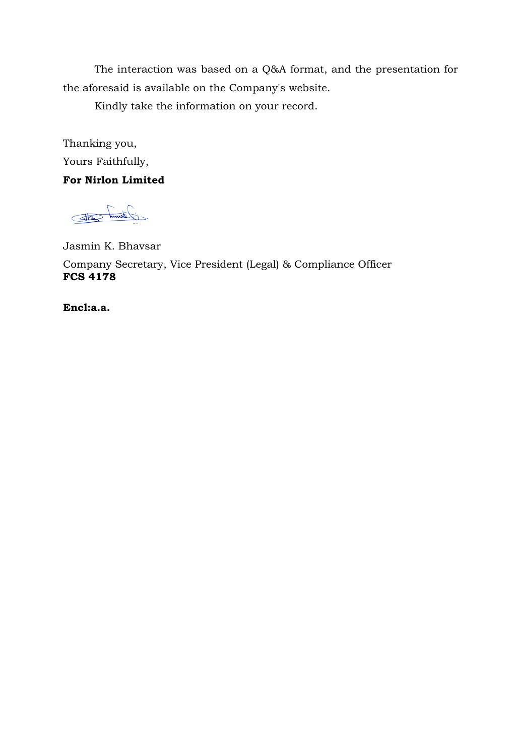The interaction was based on a Q&A format, and the presentation for the aforesaid is available on the Company's website.

Kindly take the information on your record.

Thanking you,

Yours Faithfully,

**For Nirlon Limited**

Jasmin K. Bhavsar

Company Secretary, Vice President (Legal) & Compliance Officer
**FCS 4178**

**Encl:a.a.**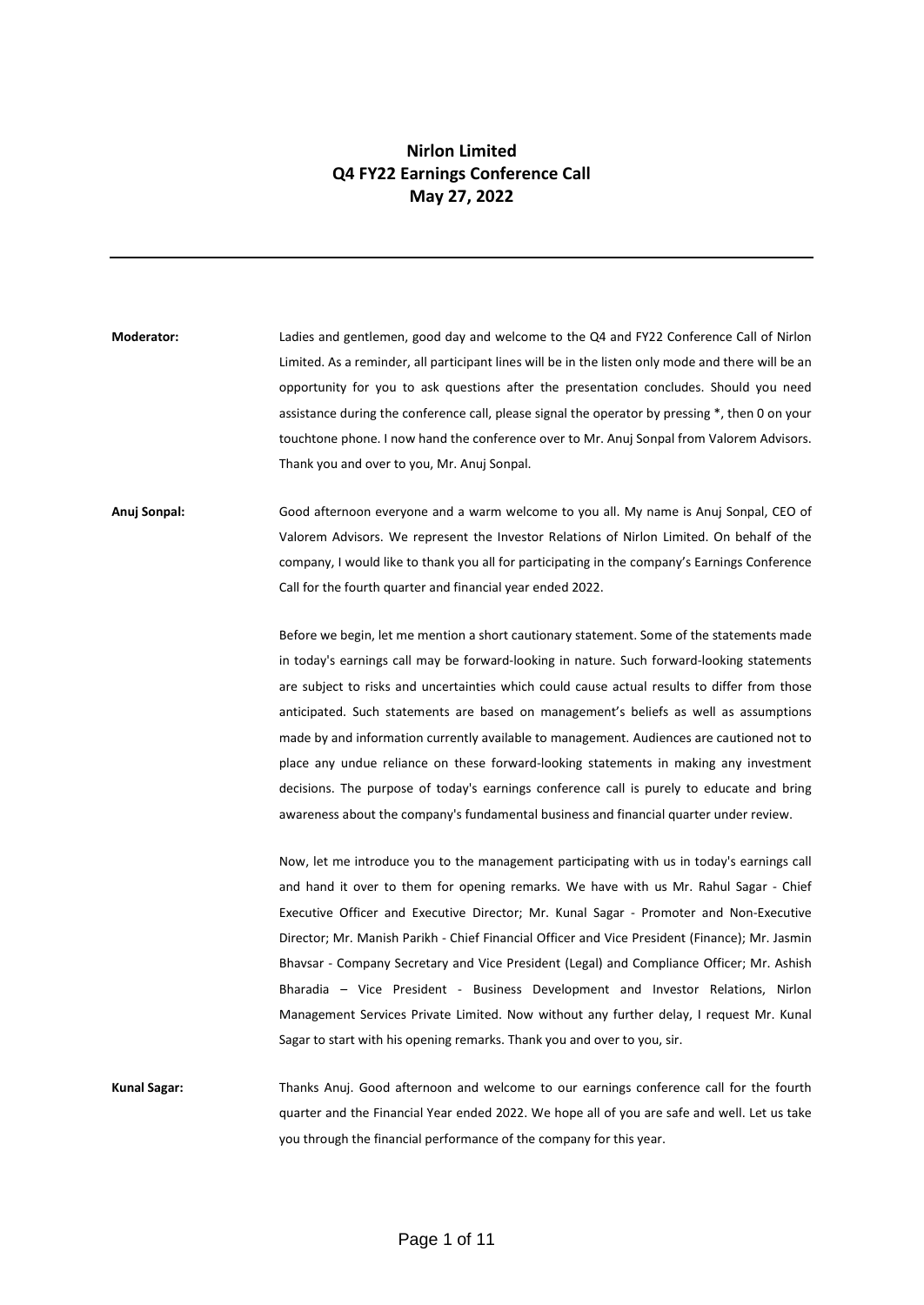# Nirlon Limited
## Q4 FY22 Earnings Conference Call
## May 27, 2022

---

**Moderator:** Ladies and gentlemen, good day and welcome to the Q4 and FY22 Conference Call of Nirlon Limited. As a reminder, all participant lines will be in the listen only mode and there will be an opportunity for you to ask questions after the presentation concludes. Should you need assistance during the conference call, please signal the operator by pressing *, then 0 on your touchtone phone. I now hand the conference over to Mr. Anuj Sonpal from Valorem Advisors. Thank you and over to you, Mr. Anuj Sonpal.

**Anuj Sonpal:** Good afternoon everyone and a warm welcome to you all. My name is Anuj Sonpal, CEO of Valorem Advisors. We represent the Investor Relations of Nirlon Limited. On behalf of the company, I would like to thank you all for participating in the company's Earnings Conference Call for the fourth quarter and financial year ended 2022.

Before we begin, let me mention a short cautionary statement. Some of the statements made in today's earnings call may be forward-looking in nature. Such forward-looking statements are subject to risks and uncertainties which could cause actual results to differ from those anticipated. Such statements are based on management's beliefs as well as assumptions made by and information currently available to management. Audiences are cautioned not to place any undue reliance on these forward-looking statements in making any investment decisions. The purpose of today's earnings conference call is purely to educate and bring awareness about the company's fundamental business and financial quarter under review.

Now, let me introduce you to the management participating with us in today's earnings call and hand it over to them for opening remarks. We have with us Mr. Rahul Sagar - Chief Executive Officer and Executive Director; Mr. Kunal Sagar - Promoter and Non-Executive Director; Mr. Manish Parikh - Chief Financial Officer and Vice President (Finance); Mr. Jasmin Bhavsar - Company Secretary and Vice President (Legal) and Compliance Officer; Mr. Ashish Bharadia – Vice President - Business Development and Investor Relations, Nirlon Management Services Private Limited. Now without any further delay, I request Mr. Kunal Sagar to start with his opening remarks. Thank you and over to you, sir.

**Kunal Sagar:** Thanks Anuj. Good afternoon and welcome to our earnings conference call for the fourth quarter and the Financial Year ended 2022. We hope all of you are safe and well. Let us take you through the financial performance of the company for this year.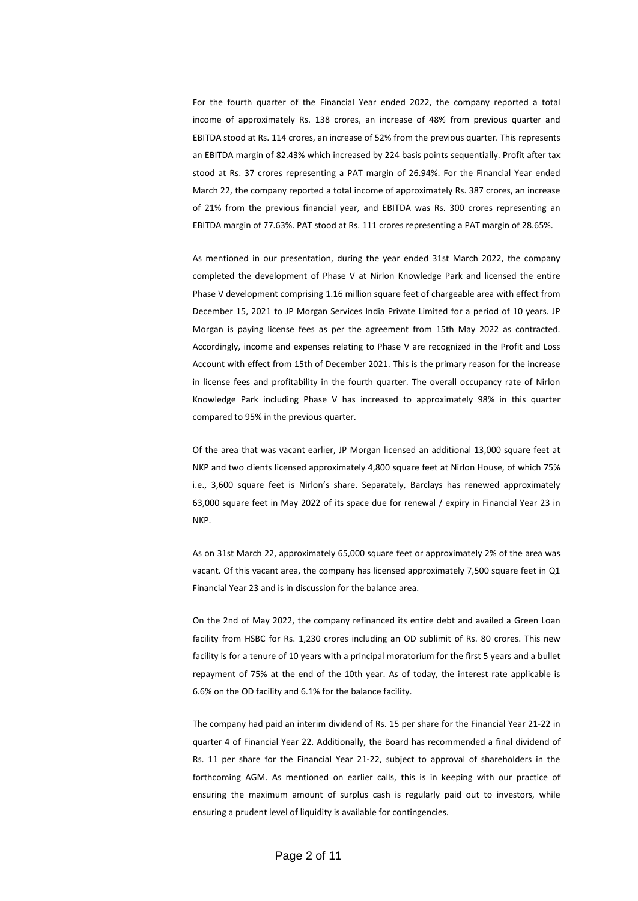For the fourth quarter of the Financial Year ended 2022, the company reported a total income of approximately Rs. 138 crores, an increase of 48% from previous quarter and EBITDA stood at Rs. 114 crores, an increase of 52% from the previous quarter. This represents an EBITDA margin of 82.43% which increased by 224 basis points sequentially. Profit after tax stood at Rs. 37 crores representing a PAT margin of 26.94%. For the Financial Year ended March 22, the company reported a total income of approximately Rs. 387 crores, an increase of 21% from the previous financial year, and EBITDA was Rs. 300 crores representing an EBITDA margin of 77.63%. PAT stood at Rs. 111 crores representing a PAT margin of 28.65%.

As mentioned in our presentation, during the year ended 31st March 2022, the company completed the development of Phase V at Nirlon Knowledge Park and licensed the entire Phase V development comprising 1.16 million square feet of chargeable area with effect from December 15, 2021 to JP Morgan Services India Private Limited for a period of 10 years. JP Morgan is paying license fees as per the agreement from 15th May 2022 as contracted. Accordingly, income and expenses relating to Phase V are recognized in the Profit and Loss Account with effect from 15th of December 2021. This is the primary reason for the increase in license fees and profitability in the fourth quarter. The overall occupancy rate of Nirlon Knowledge Park including Phase V has increased to approximately 98% in this quarter compared to 95% in the previous quarter.

Of the area that was vacant earlier, JP Morgan licensed an additional 13,000 square feet at NKP and two clients licensed approximately 4,800 square feet at Nirlon House, of which 75% i.e., 3,600 square feet is Nirlon's share. Separately, Barclays has renewed approximately 63,000 square feet in May 2022 of its space due for renewal / expiry in Financial Year 23 in NKP.

As on 31st March 22, approximately 65,000 square feet or approximately 2% of the area was vacant. Of this vacant area, the company has licensed approximately 7,500 square feet in Q1 Financial Year 23 and is in discussion for the balance area.

On the 2nd of May 2022, the company refinanced its entire debt and availed a Green Loan facility from HSBC for Rs. 1,230 crores including an OD sublimit of Rs. 80 crores. This new facility is for a tenure of 10 years with a principal moratorium for the first 5 years and a bullet repayment of 75% at the end of the 10th year. As of today, the interest rate applicable is 6.6% on the OD facility and 6.1% for the balance facility.

The company had paid an interim dividend of Rs. 15 per share for the Financial Year 21-22 in quarter 4 of Financial Year 22. Additionally, the Board has recommended a final dividend of Rs. 11 per share for the Financial Year 21-22, subject to approval of shareholders in the forthcoming AGM. As mentioned on earlier calls, this is in keeping with our practice of ensuring the maximum amount of surplus cash is regularly paid out to investors, while ensuring a prudent level of liquidity is available for contingencies.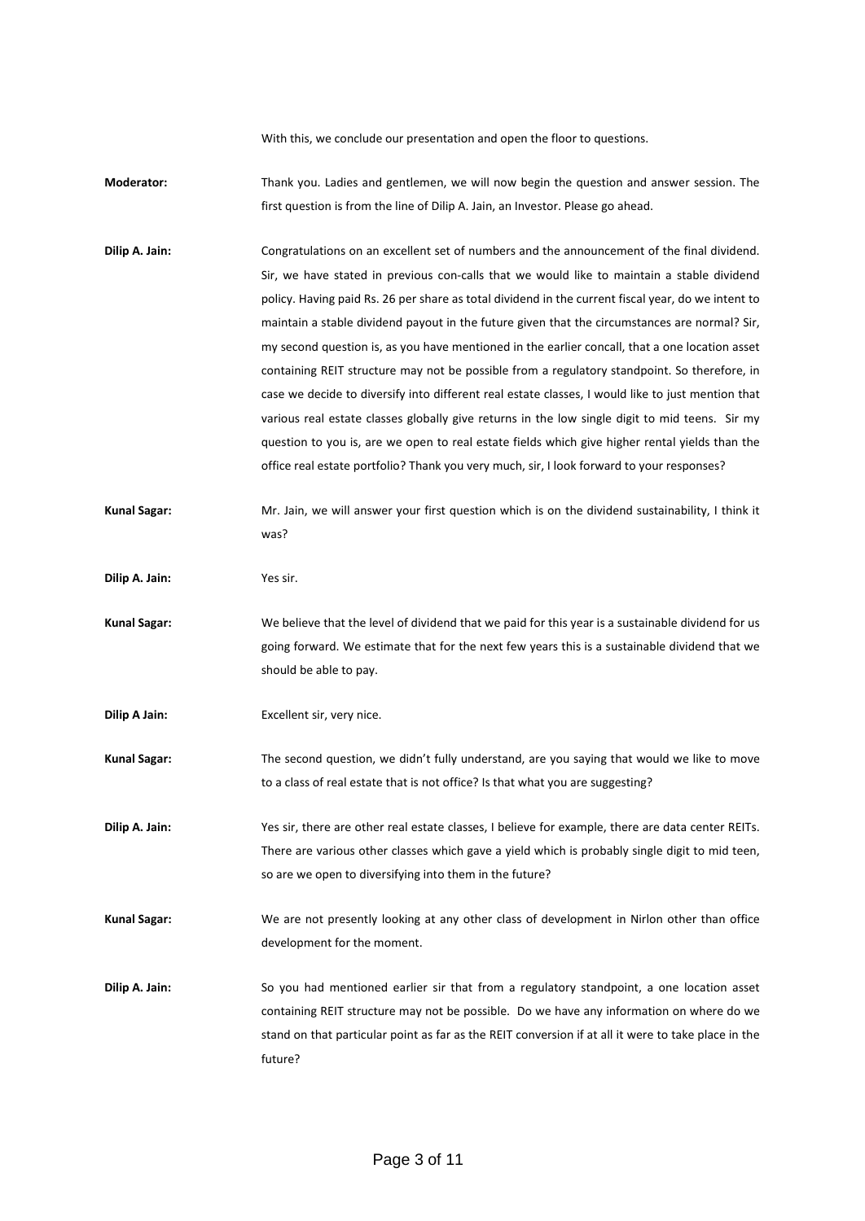With this, we conclude our presentation and open the floor to questions.

**Moderator:** Thank you. Ladies and gentlemen, we will now begin the question and answer session. The first question is from the line of Dilip A. Jain, an Investor. Please go ahead.

**Dilip A. Jain:** Congratulations on an excellent set of numbers and the announcement of the final dividend. Sir, we have stated in previous con-calls that we would like to maintain a stable dividend policy. Having paid Rs. 26 per share as total dividend in the current fiscal year, do we intent to maintain a stable dividend payout in the future given that the circumstances are normal? Sir, my second question is, as you have mentioned in the earlier concall, that a one location asset containing REIT structure may not be possible from a regulatory standpoint. So therefore, in case we decide to diversify into different real estate classes, I would like to just mention that various real estate classes globally give returns in the low single digit to mid teens. Sir my question to you is, are we open to real estate fields which give higher rental yields than the office real estate portfolio? Thank you very much, sir, I look forward to your responses?

**Kunal Sagar:** Mr. Jain, we will answer your first question which is on the dividend sustainability, I think it was?

**Dilip A. Jain:** Yes sir.

**Kunal Sagar:** We believe that the level of dividend that we paid for this year is a sustainable dividend for us going forward. We estimate that for the next few years this is a sustainable dividend that we should be able to pay.

**Dilip A Jain:** Excellent sir, very nice.

**Kunal Sagar:** The second question, we didn't fully understand, are you saying that would we like to move to a class of real estate that is not office? Is that what you are suggesting?

**Dilip A. Jain:** Yes sir, there are other real estate classes, I believe for example, there are data center REITs. There are various other classes which gave a yield which is probably single digit to mid teen, so are we open to diversifying into them in the future?

**Kunal Sagar:** We are not presently looking at any other class of development in Nirlon other than office development for the moment.

**Dilip A. Jain:** So you had mentioned earlier sir that from a regulatory standpoint, a one location asset containing REIT structure may not be possible. Do we have any information on where do we stand on that particular point as far as the REIT conversion if at all it were to take place in the future?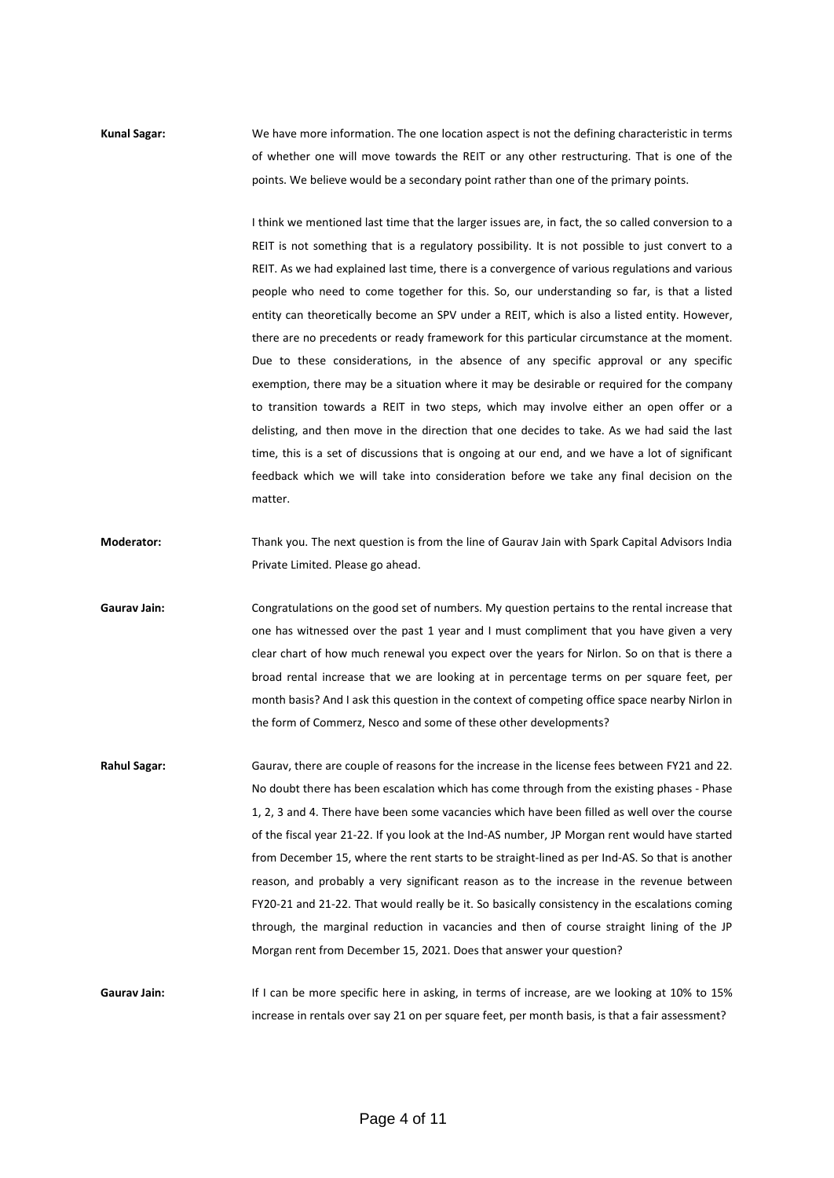**Kunal Sagar:** We have more information. The one location aspect is not the defining characteristic in terms of whether one will move towards the REIT or any other restructuring. That is one of the points. We believe would be a secondary point rather than one of the primary points.

I think we mentioned last time that the larger issues are, in fact, the so called conversion to a REIT is not something that is a regulatory possibility. It is not possible to just convert to a REIT. As we had explained last time, there is a convergence of various regulations and various people who need to come together for this. So, our understanding so far, is that a listed entity can theoretically become an SPV under a REIT, which is also a listed entity. However, there are no precedents or ready framework for this particular circumstance at the moment. Due to these considerations, in the absence of any specific approval or any specific exemption, there may be a situation where it may be desirable or required for the company to transition towards a REIT in two steps, which may involve either an open offer or a delisting, and then move in the direction that one decides to take. As we had said the last time, this is a set of discussions that is ongoing at our end, and we have a lot of significant feedback which we will take into consideration before we take any final decision on the matter.

**Moderator:** Thank you. The next question is from the line of Gaurav Jain with Spark Capital Advisors India Private Limited. Please go ahead.

**Gaurav Jain:** Congratulations on the good set of numbers. My question pertains to the rental increase that one has witnessed over the past 1 year and I must compliment that you have given a very clear chart of how much renewal you expect over the years for Nirlon. So on that is there a broad rental increase that we are looking at in percentage terms on per square feet, per month basis? And I ask this question in the context of competing office space nearby Nirlon in the form of Commerz, Nesco and some of these other developments?

**Rahul Sagar:** Gaurav, there are couple of reasons for the increase in the license fees between FY21 and 22. No doubt there has been escalation which has come through from the existing phases - Phase 1, 2, 3 and 4. There have been some vacancies which have been filled as well over the course of the fiscal year 21-22. If you look at the Ind-AS number, JP Morgan rent would have started from December 15, where the rent starts to be straight-lined as per Ind-AS. So that is another reason, and probably a very significant reason as to the increase in the revenue between FY20-21 and 21-22. That would really be it. So basically consistency in the escalations coming through, the marginal reduction in vacancies and then of course straight lining of the JP Morgan rent from December 15, 2021. Does that answer your question?

**Gaurav Jain:** If I can be more specific here in asking, in terms of increase, are we looking at 10% to 15% increase in rentals over say 21 on per square feet, per month basis, is that a fair assessment?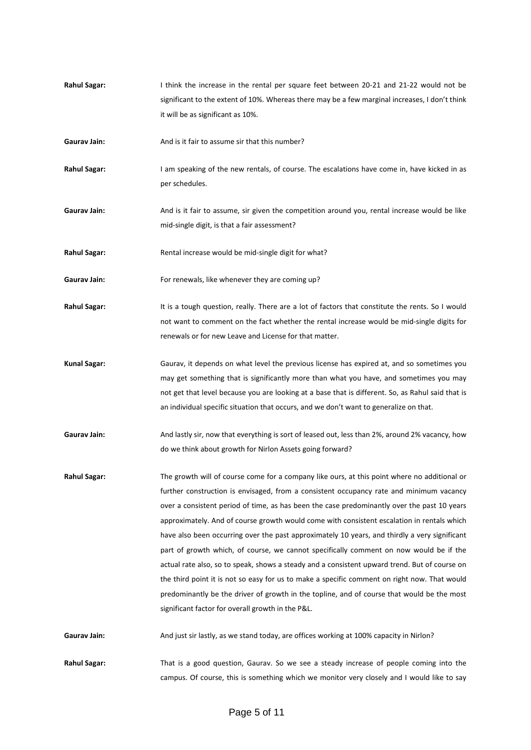**Rahul Sagar:** I think the increase in the rental per square feet between 20-21 and 21-22 would not be significant to the extent of 10%. Whereas there may be a few marginal increases, I don't think it will be as significant as 10%.

**Gaurav Jain:** And is it fair to assume sir that this number?

**Rahul Sagar:** I am speaking of the new rentals, of course. The escalations have come in, have kicked in as per schedules.

**Gaurav Jain:** And is it fair to assume, sir given the competition around you, rental increase would be like mid-single digit, is that a fair assessment?

**Rahul Sagar:** Rental increase would be mid-single digit for what?

**Gaurav Jain:** For renewals, like whenever they are coming up?

**Rahul Sagar:** It is a tough question, really. There are a lot of factors that constitute the rents. So I would not want to comment on the fact whether the rental increase would be mid-single digits for renewals or for new Leave and License for that matter.

**Kunal Sagar:** Gaurav, it depends on what level the previous license has expired at, and so sometimes you may get something that is significantly more than what you have, and sometimes you may not get that level because you are looking at a base that is different. So, as Rahul said that is an individual specific situation that occurs, and we don't want to generalize on that.

**Gaurav Jain:** And lastly sir, now that everything is sort of leased out, less than 2%, around 2% vacancy, how do we think about growth for Nirlon Assets going forward?

**Rahul Sagar:** The growth will of course come for a company like ours, at this point where no additional or further construction is envisaged, from a consistent occupancy rate and minimum vacancy over a consistent period of time, as has been the case predominantly over the past 10 years approximately. And of course growth would come with consistent escalation in rentals which have also been occurring over the past approximately 10 years, and thirdly a very significant part of growth which, of course, we cannot specifically comment on now would be if the actual rate also, so to speak, shows a steady and a consistent upward trend. But of course on the third point it is not so easy for us to make a specific comment on right now. That would predominantly be the driver of growth in the topline, and of course that would be the most significant factor for overall growth in the P&L.

**Gaurav Jain:** And just sir lastly, as we stand today, are offices working at 100% capacity in Nirlon?

**Rahul Sagar:** That is a good question, Gaurav. So we see a steady increase of people coming into the campus. Of course, this is something which we monitor very closely and I would like to say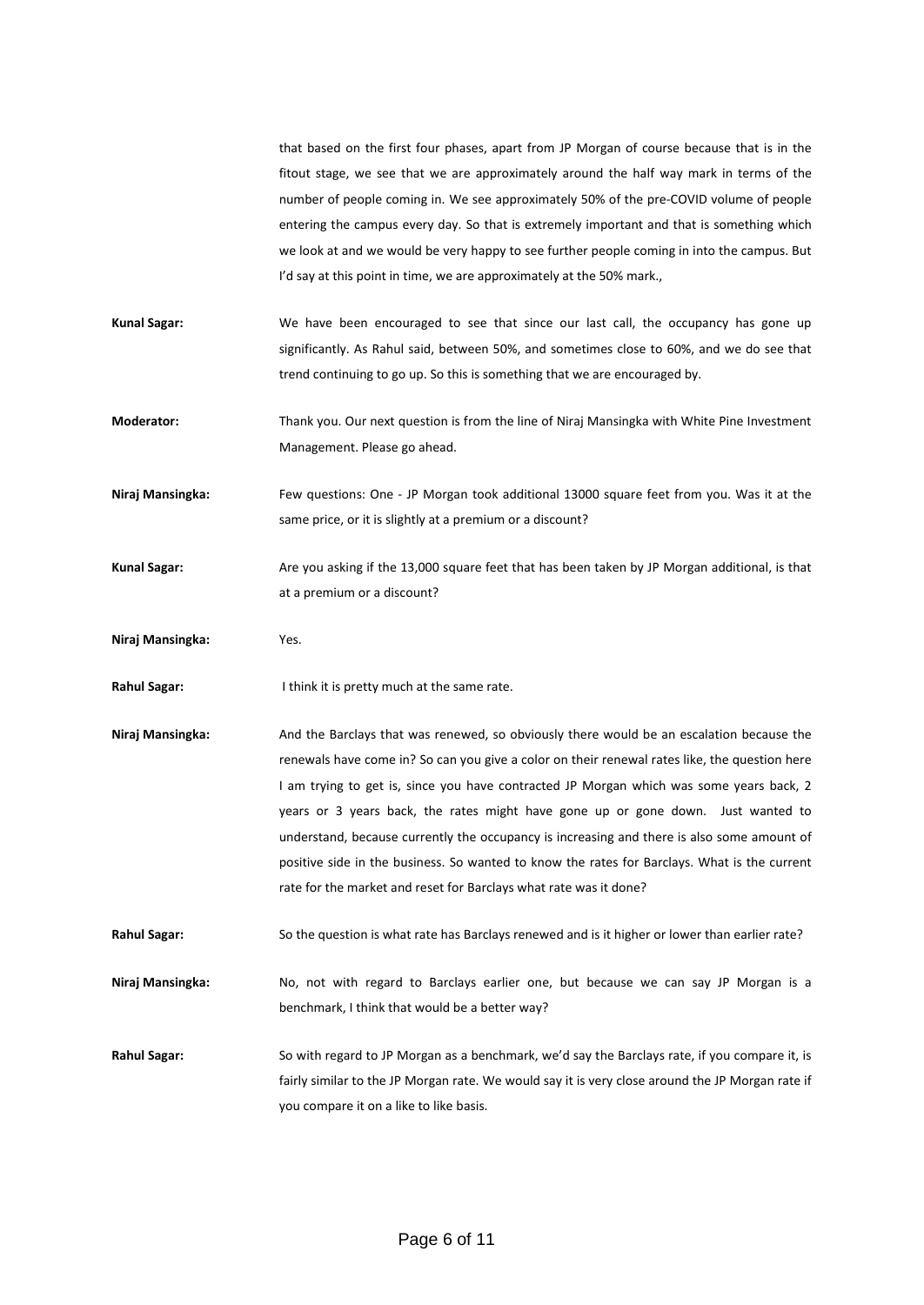that based on the first four phases, apart from JP Morgan of course because that is in the fitout stage, we see that we are approximately around the half way mark in terms of the number of people coming in. We see approximately 50% of the pre-COVID volume of people entering the campus every day. So that is extremely important and that is something which we look at and we would be very happy to see further people coming in into the campus. But I'd say at this point in time, we are approximately at the 50% mark.,

**Kunal Sagar:** We have been encouraged to see that since our last call, the occupancy has gone up significantly. As Rahul said, between 50%, and sometimes close to 60%, and we do see that trend continuing to go up. So this is something that we are encouraged by.

**Moderator:** Thank you. Our next question is from the line of Niraj Mansingka with White Pine Investment Management. Please go ahead.

**Niraj Mansingka:** Few questions: One - JP Morgan took additional 13000 square feet from you. Was it at the same price, or it is slightly at a premium or a discount?

**Kunal Sagar:** Are you asking if the 13,000 square feet that has been taken by JP Morgan additional, is that at a premium or a discount?

**Niraj Mansingka:** Yes.

**Rahul Sagar:** I think it is pretty much at the same rate.

**Niraj Mansingka:** And the Barclays that was renewed, so obviously there would be an escalation because the renewals have come in? So can you give a color on their renewal rates like, the question here I am trying to get is, since you have contracted JP Morgan which was some years back, 2 years or 3 years back, the rates might have gone up or gone down. Just wanted to understand, because currently the occupancy is increasing and there is also some amount of positive side in the business. So wanted to know the rates for Barclays. What is the current rate for the market and reset for Barclays what rate was it done?

**Rahul Sagar:** So the question is what rate has Barclays renewed and is it higher or lower than earlier rate?

**Niraj Mansingka:** No, not with regard to Barclays earlier one, but because we can say JP Morgan is a benchmark, I think that would be a better way?

**Rahul Sagar:** So with regard to JP Morgan as a benchmark, we'd say the Barclays rate, if you compare it, is fairly similar to the JP Morgan rate. We would say it is very close around the JP Morgan rate if you compare it on a like to like basis.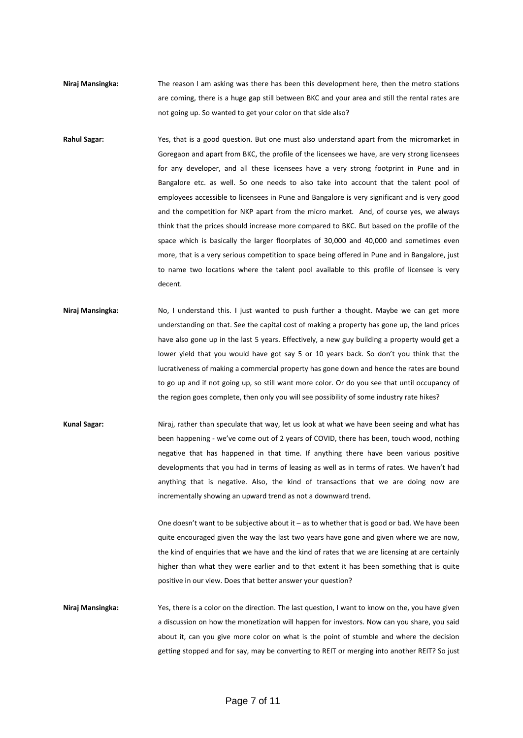**Niraj Mansingka:** The reason I am asking was there has been this development here, then the metro stations are coming, there is a huge gap still between BKC and your area and still the rental rates are not going up. So wanted to get your color on that side also?

**Rahul Sagar:** Yes, that is a good question. But one must also understand apart from the micromarket in Goregaon and apart from BKC, the profile of the licensees we have, are very strong licensees for any developer, and all these licensees have a very strong footprint in Pune and in Bangalore etc. as well. So one needs to also take into account that the talent pool of employees accessible to licensees in Pune and Bangalore is very significant and is very good and the competition for NKP apart from the micro market. And, of course yes, we always think that the prices should increase more compared to BKC. But based on the profile of the space which is basically the larger floorplates of 30,000 and 40,000 and sometimes even more, that is a very serious competition to space being offered in Pune and in Bangalore, just to name two locations where the talent pool available to this profile of licensee is very decent.

**Niraj Mansingka:** No, I understand this. I just wanted to push further a thought. Maybe we can get more understanding on that. See the capital cost of making a property has gone up, the land prices have also gone up in the last 5 years. Effectively, a new guy building a property would get a lower yield that you would have got say 5 or 10 years back. So don't you think that the lucrativeness of making a commercial property has gone down and hence the rates are bound to go up and if not going up, so still want more color. Or do you see that until occupancy of the region goes complete, then only you will see possibility of some industry rate hikes?

**Kunal Sagar:** Niraj, rather than speculate that way, let us look at what we have been seeing and what has been happening - we've come out of 2 years of COVID, there has been, touch wood, nothing negative that has happened in that time. If anything there have been various positive developments that you had in terms of leasing as well as in terms of rates. We haven't had anything that is negative. Also, the kind of transactions that we are doing now are incrementally showing an upward trend as not a downward trend.

One doesn't want to be subjective about it – as to whether that is good or bad. We have been quite encouraged given the way the last two years have gone and given where we are now, the kind of enquiries that we have and the kind of rates that we are licensing at are certainly higher than what they were earlier and to that extent it has been something that is quite positive in our view. Does that better answer your question?

**Niraj Mansingka:** Yes, there is a color on the direction. The last question, I want to know on the, you have given a discussion on how the monetization will happen for investors. Now can you share, you said about it, can you give more color on what is the point of stumble and where the decision getting stopped and for say, may be converting to REIT or merging into another REIT? So just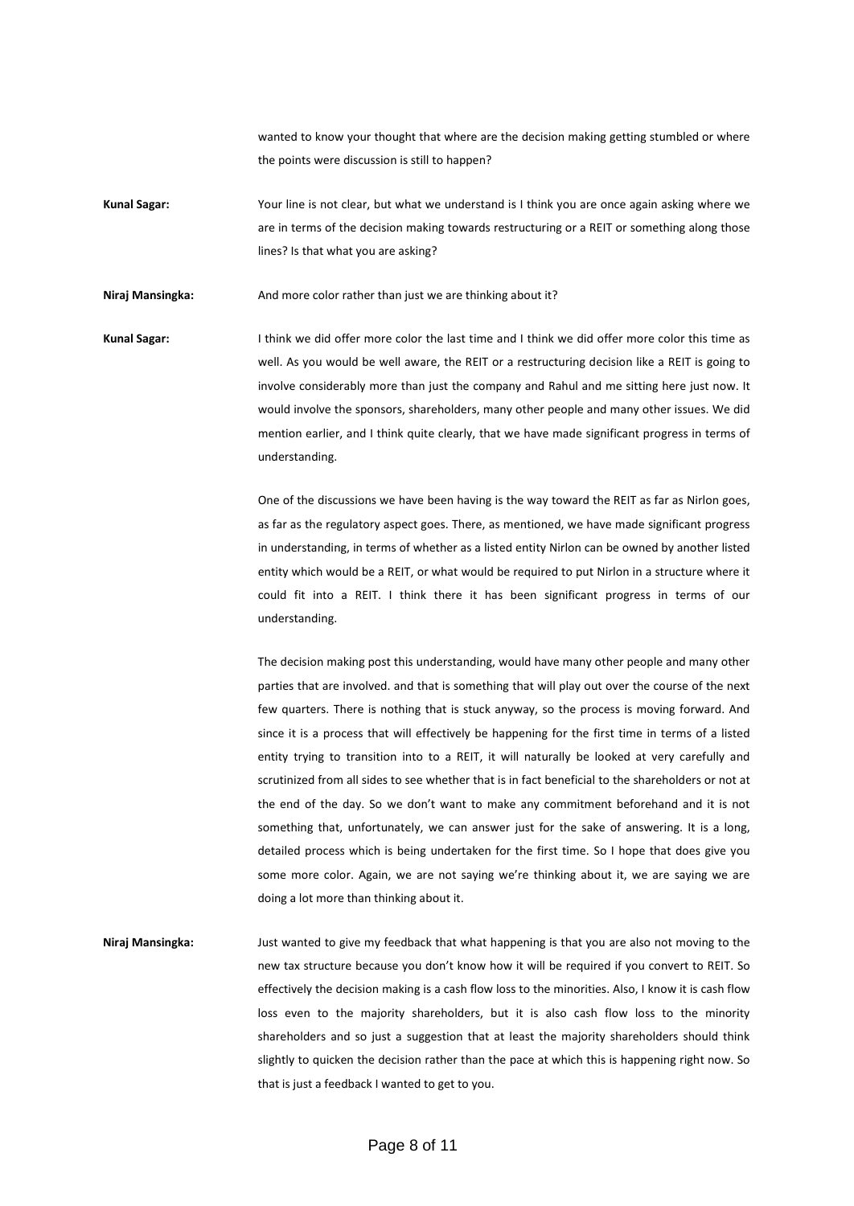wanted to know your thought that where are the decision making getting stumbled or where the points were discussion is still to happen?

**Kunal Sagar:** Your line is not clear, but what we understand is I think you are once again asking where we are in terms of the decision making towards restructuring or a REIT or something along those lines? Is that what you are asking?

**Niraj Mansingka:** And more color rather than just we are thinking about it?

**Kunal Sagar:** I think we did offer more color the last time and I think we did offer more color this time as well. As you would be well aware, the REIT or a restructuring decision like a REIT is going to involve considerably more than just the company and Rahul and me sitting here just now. It would involve the sponsors, shareholders, many other people and many other issues. We did mention earlier, and I think quite clearly, that we have made significant progress in terms of understanding.

One of the discussions we have been having is the way toward the REIT as far as Nirlon goes, as far as the regulatory aspect goes. There, as mentioned, we have made significant progress in understanding, in terms of whether as a listed entity Nirlon can be owned by another listed entity which would be a REIT, or what would be required to put Nirlon in a structure where it could fit into a REIT. I think there it has been significant progress in terms of our understanding.

The decision making post this understanding, would have many other people and many other parties that are involved. and that is something that will play out over the course of the next few quarters. There is nothing that is stuck anyway, so the process is moving forward. And since it is a process that will effectively be happening for the first time in terms of a listed entity trying to transition into to a REIT, it will naturally be looked at very carefully and scrutinized from all sides to see whether that is in fact beneficial to the shareholders or not at the end of the day. So we don't want to make any commitment beforehand and it is not something that, unfortunately, we can answer just for the sake of answering. It is a long, detailed process which is being undertaken for the first time. So I hope that does give you some more color. Again, we are not saying we're thinking about it, we are saying we are doing a lot more than thinking about it.

**Niraj Mansingka:** Just wanted to give my feedback that what happening is that you are also not moving to the new tax structure because you don't know how it will be required if you convert to REIT. So effectively the decision making is a cash flow loss to the minorities. Also, I know it is cash flow loss even to the majority shareholders, but it is also cash flow loss to the minority shareholders and so just a suggestion that at least the majority shareholders should think slightly to quicken the decision rather than the pace at which this is happening right now. So that is just a feedback I wanted to get to you.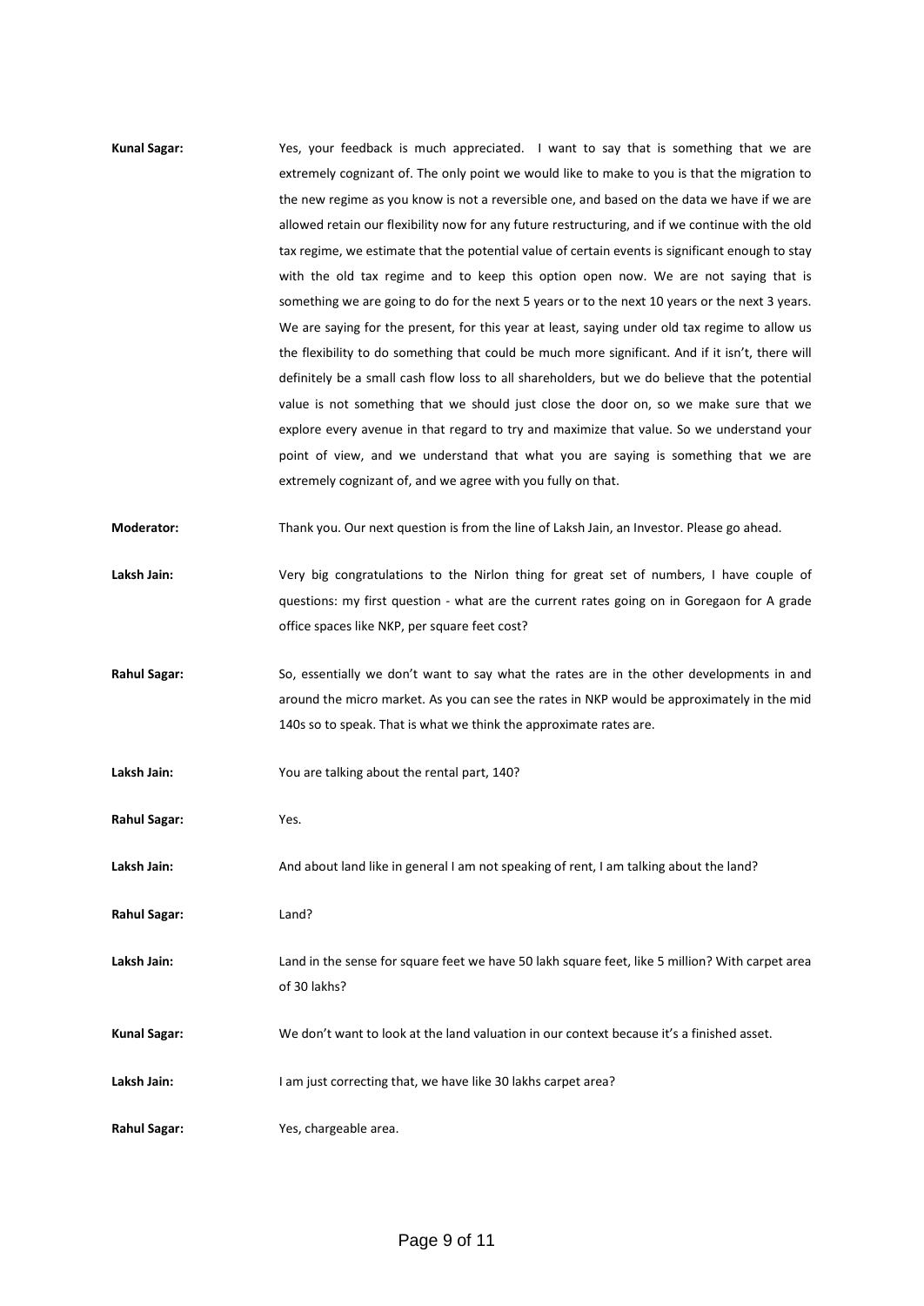**Kunal Sagar:** Yes, your feedback is much appreciated. I want to say that is something that we are extremely cognizant of. The only point we would like to make to you is that the migration to the new regime as you know is not a reversible one, and based on the data we have if we are allowed retain our flexibility now for any future restructuring, and if we continue with the old tax regime, we estimate that the potential value of certain events is significant enough to stay with the old tax regime and to keep this option open now. We are not saying that is something we are going to do for the next 5 years or to the next 10 years or the next 3 years. We are saying for the present, for this year at least, saying under old tax regime to allow us the flexibility to do something that could be much more significant. And if it isn't, there will definitely be a small cash flow loss to all shareholders, but we do believe that the potential value is not something that we should just close the door on, so we make sure that we explore every avenue in that regard to try and maximize that value. So we understand your point of view, and we understand that what you are saying is something that we are extremely cognizant of, and we agree with you fully on that.

**Moderator:** Thank you. Our next question is from the line of Laksh Jain, an Investor. Please go ahead.

**Laksh Jain:** Very big congratulations to the Nirlon thing for great set of numbers, I have couple of questions: my first question - what are the current rates going on in Goregaon for A grade office spaces like NKP, per square feet cost?

**Rahul Sagar:** So, essentially we don't want to say what the rates are in the other developments in and around the micro market. As you can see the rates in NKP would be approximately in the mid 140s so to speak. That is what we think the approximate rates are.

**Laksh Jain:** You are talking about the rental part, 140?

**Rahul Sagar:** Yes.

**Laksh Jain:** And about land like in general I am not speaking of rent, I am talking about the land?

**Rahul Sagar:** Land?

**Laksh Jain:** Land in the sense for square feet we have 50 lakh square feet, like 5 million? With carpet area of 30 lakhs?

**Kunal Sagar:** We don't want to look at the land valuation in our context because it's a finished asset.

**Laksh Jain:** I am just correcting that, we have like 30 lakhs carpet area?

**Rahul Sagar:** Yes, chargeable area.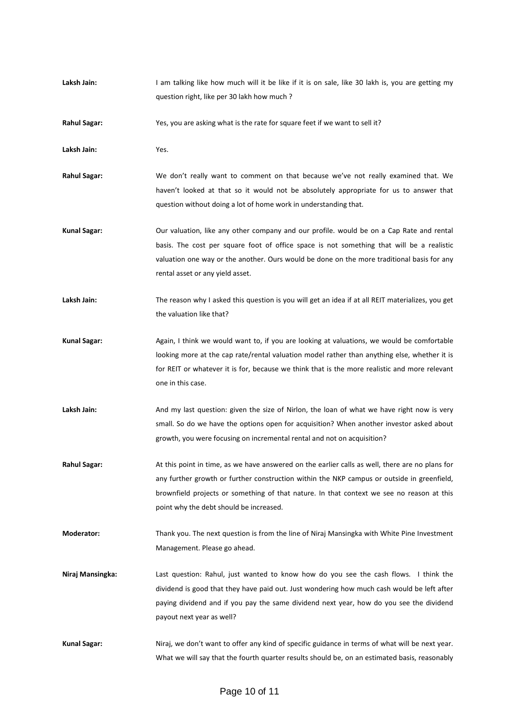**Laksh Jain:** I am talking like how much will it be like if it is on sale, like 30 lakh is, you are getting my question right, like per 30 lakh how much ?

**Rahul Sagar:** Yes, you are asking what is the rate for square feet if we want to sell it?

**Laksh Jain:** Yes.

**Rahul Sagar:** We don't really want to comment on that because we've not really examined that. We haven't looked at that so it would not be absolutely appropriate for us to answer that question without doing a lot of home work in understanding that.

**Kunal Sagar:** Our valuation, like any other company and our profile. would be on a Cap Rate and rental basis. The cost per square foot of office space is not something that will be a realistic valuation one way or the another. Ours would be done on the more traditional basis for any rental asset or any yield asset.

**Laksh Jain:** The reason why I asked this question is you will get an idea if at all REIT materializes, you get the valuation like that?

**Kunal Sagar:** Again, I think we would want to, if you are looking at valuations, we would be comfortable looking more at the cap rate/rental valuation model rather than anything else, whether it is for REIT or whatever it is for, because we think that is the more realistic and more relevant one in this case.

**Laksh Jain:** And my last question: given the size of Nirlon, the loan of what we have right now is very small. So do we have the options open for acquisition? When another investor asked about growth, you were focusing on incremental rental and not on acquisition?

**Rahul Sagar:** At this point in time, as we have answered on the earlier calls as well, there are no plans for any further growth or further construction within the NKP campus or outside in greenfield, brownfield projects or something of that nature. In that context we see no reason at this point why the debt should be increased.

**Moderator:** Thank you. The next question is from the line of Niraj Mansingka with White Pine Investment Management. Please go ahead.

**Niraj Mansingka:** Last question: Rahul, just wanted to know how do you see the cash flows. I think the dividend is good that they have paid out. Just wondering how much cash would be left after paying dividend and if you pay the same dividend next year, how do you see the dividend payout next year as well?

**Kunal Sagar:** Niraj, we don't want to offer any kind of specific guidance in terms of what will be next year. What we will say that the fourth quarter results should be, on an estimated basis, reasonably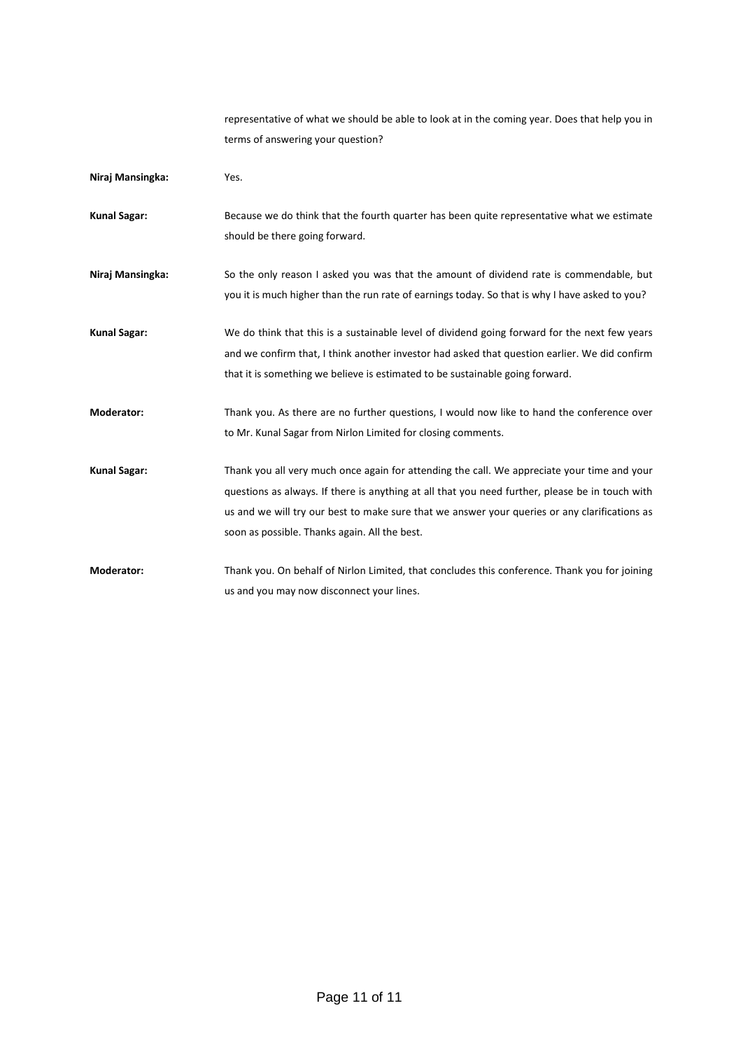representative of what we should be able to look at in the coming year. Does that help you in terms of answering your question?

**Niraj Mansingka:** Yes.

**Kunal Sagar:** Because we do think that the fourth quarter has been quite representative what we estimate should be there going forward.

**Niraj Mansingka:** So the only reason I asked you was that the amount of dividend rate is commendable, but you it is much higher than the run rate of earnings today. So that is why I have asked to you?

**Kunal Sagar:** We do think that this is a sustainable level of dividend going forward for the next few years and we confirm that, I think another investor had asked that question earlier. We did confirm that it is something we believe is estimated to be sustainable going forward.

**Moderator:** Thank you. As there are no further questions, I would now like to hand the conference over to Mr. Kunal Sagar from Nirlon Limited for closing comments.

**Kunal Sagar:** Thank you all very much once again for attending the call. We appreciate your time and your questions as always. If there is anything at all that you need further, please be in touch with us and we will try our best to make sure that we answer your queries or any clarifications as soon as possible. Thanks again. All the best.

**Moderator:** Thank you. On behalf of Nirlon Limited, that concludes this conference. Thank you for joining us and you may now disconnect your lines.